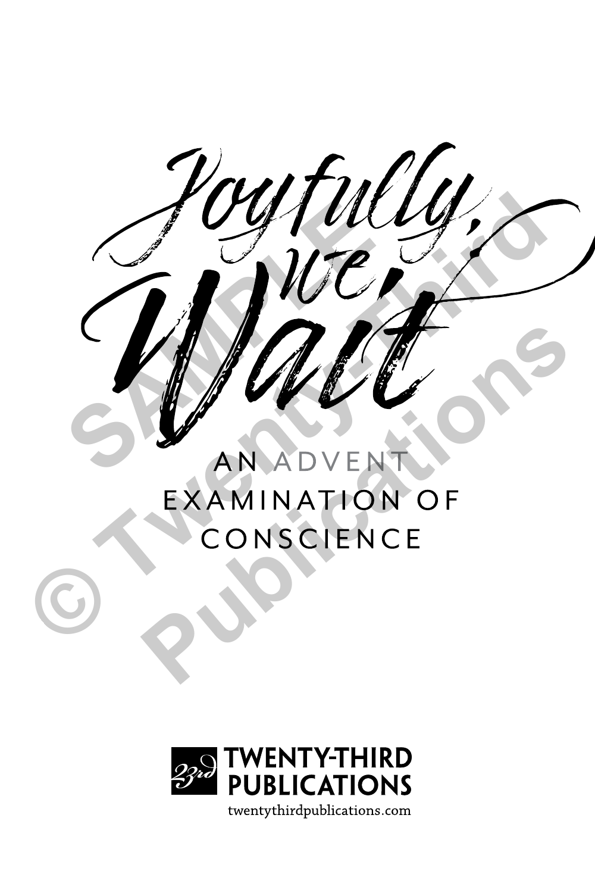# Joyfully, we Wait

## AN ADVENT EXAMINATION OF CONSCIENCE

TWENTY-THIRD PUBLICATIONS

twentythirdpublications.com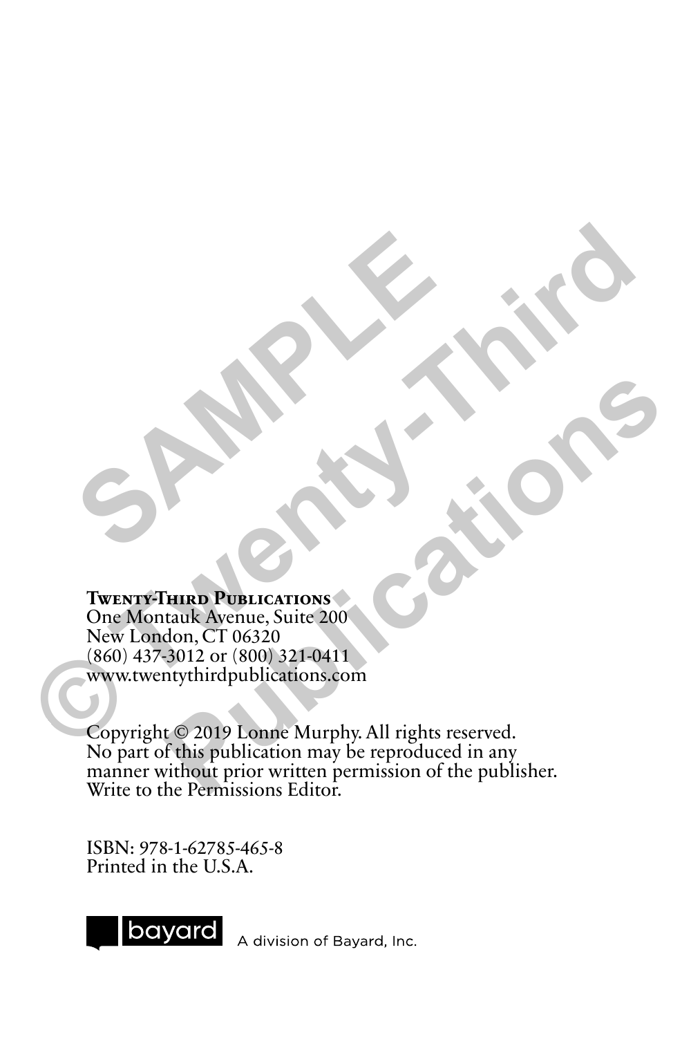**Twenty-Third Publications**
One Montauk Avenue, Suite 200
New London, CT 06320
(860) 437-3012 or (800) 321-0411
www.twentythirdpublications.com

Copyright © 2019 Lonne Murphy. All rights reserved.
No part of this publication may be reproduced in any manner without prior written permission of the publisher.
Write to the Permissions Editor.

ISBN: 978-1-62785-465-8
Printed in the U.S.A.

bayard A division of Bayard, Inc.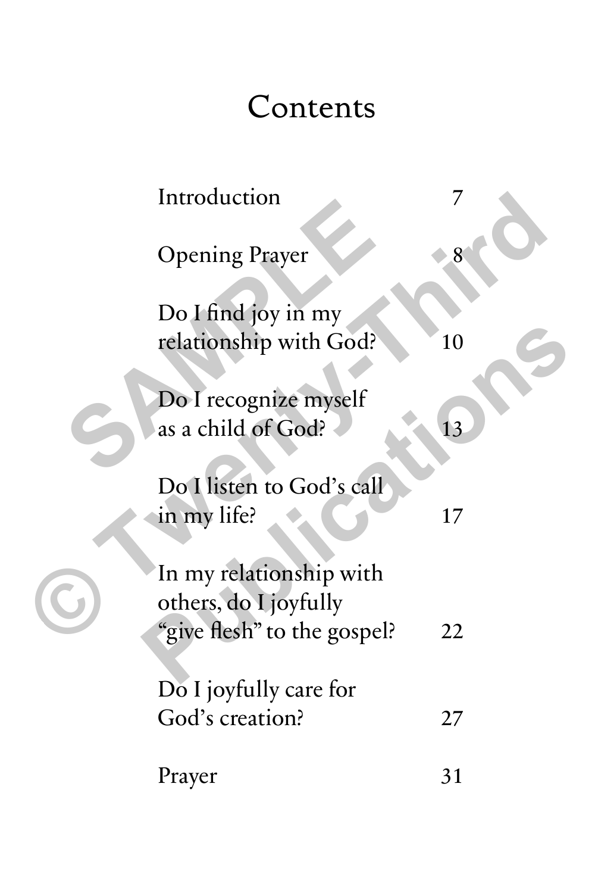# Contents

| | |
|---|---|
| Introduction | 7 |
| Opening Prayer | 8 |
| Do I find joy in my relationship with God? | 10 |
| Do I recognize myself as a child of God? | 13 |
| Do I listen to God's call in my life? | 17 |
| In my relationship with others, do I joyfully "give flesh" to the gospel? | 22 |
| Do I joyfully care for God's creation? | 27 |
| Prayer | 31 |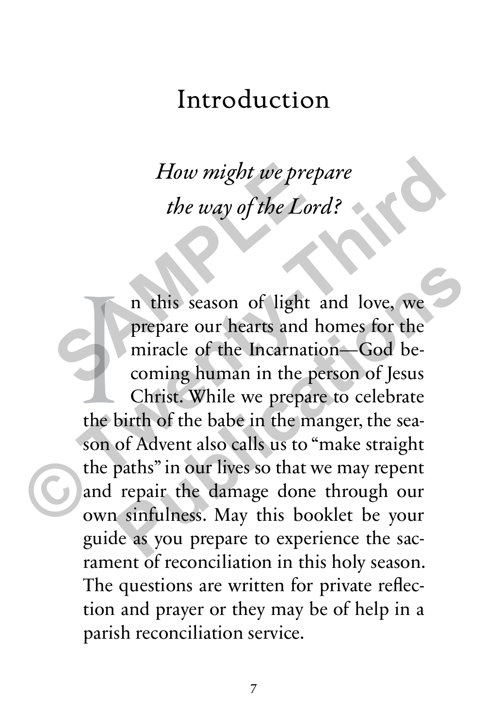# Introduction

*How might we prepare*
*the way of the Lord?*

In this season of light and love, we prepare our hearts and homes for the miracle of the Incarnation—God becoming human in the person of Jesus Christ. While we prepare to celebrate the birth of the babe in the manger, the season of Advent also calls us to "make straight the paths" in our lives so that we may repent and repair the damage done through our own sinfulness. May this booklet be your guide as you prepare to experience the sacrament of reconciliation in this holy season. The questions are written for private reflection and prayer or they may be of help in a parish reconciliation service.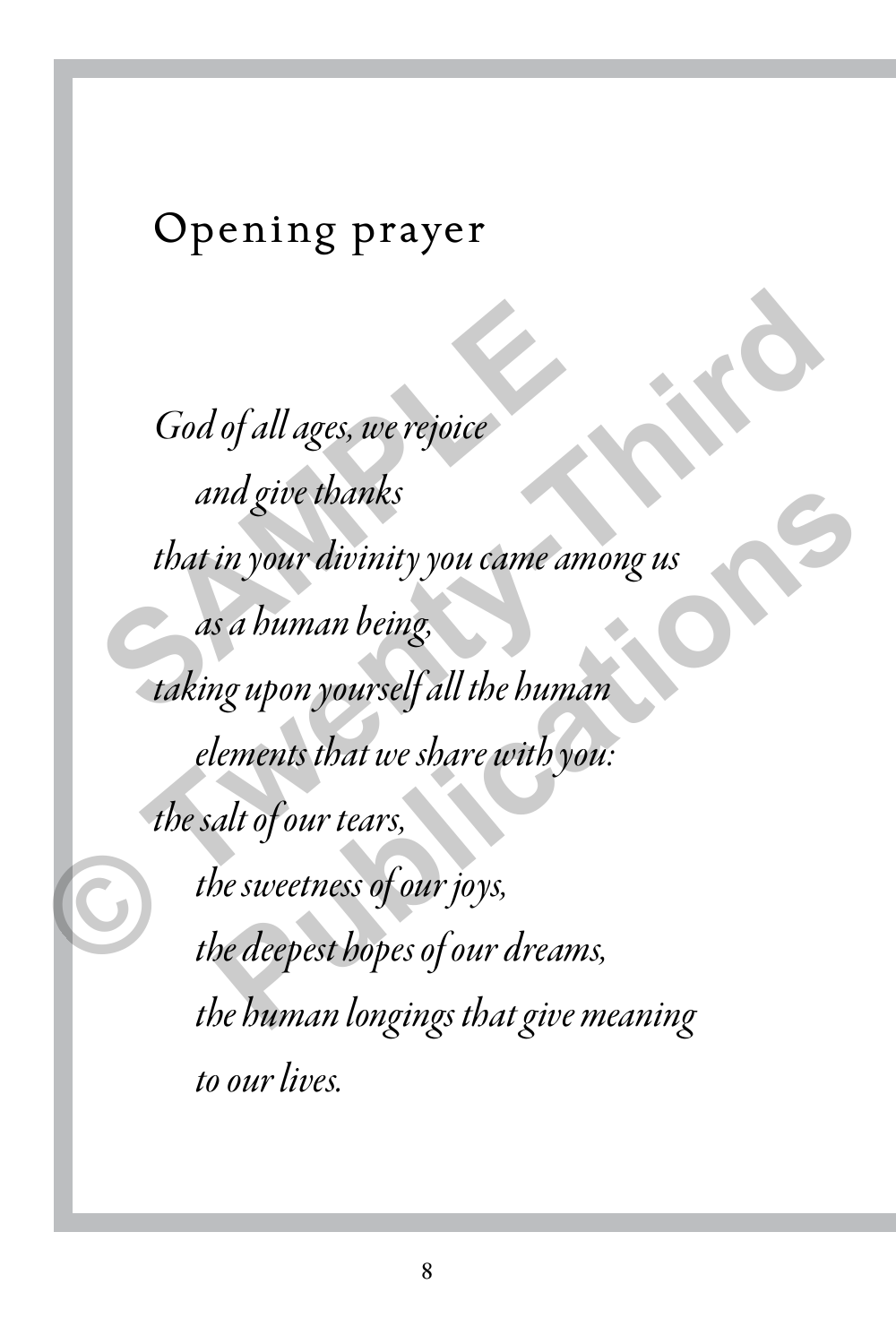## Opening prayer

*God of all ages, we rejoice*
*and give thanks*
*that in your divinity you came among us*
*as a human being,*
*taking upon yourself all the human*
*elements that we share with you:*
*the salt of our tears,*
*the sweetness of our joys,*
*the deepest hopes of our dreams,*
*the human longings that give meaning*
*to our lives.*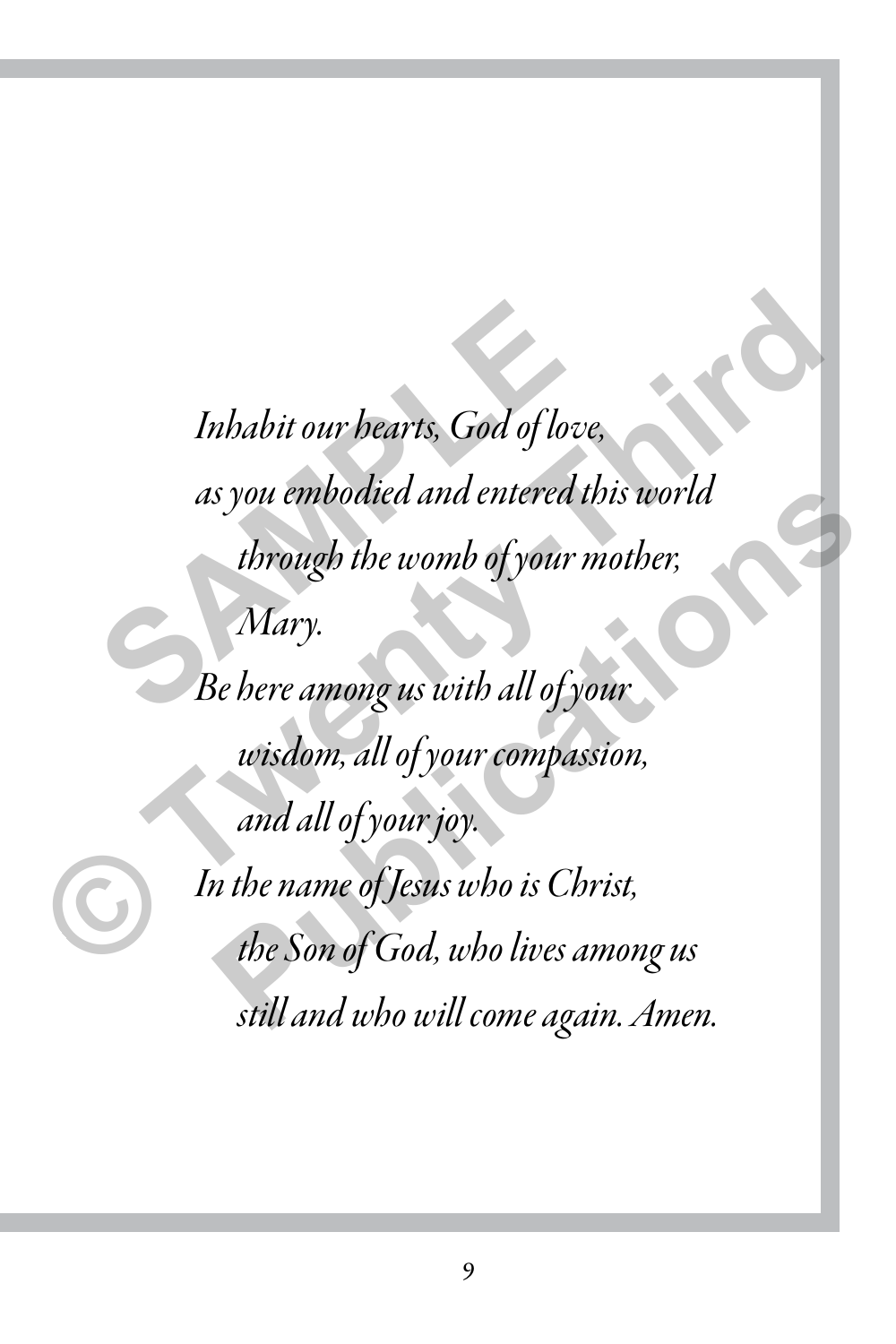*Inhabit our hearts, God of love,*
*as you embodied and entered this world*
*through the womb of your mother,*
*Mary.*
*Be here among us with all of your*
*wisdom, all of your compassion,*
*and all of your joy.*
*In the name of Jesus who is Christ,*
*the Son of God, who lives among us*
*still and who will come again. Amen.*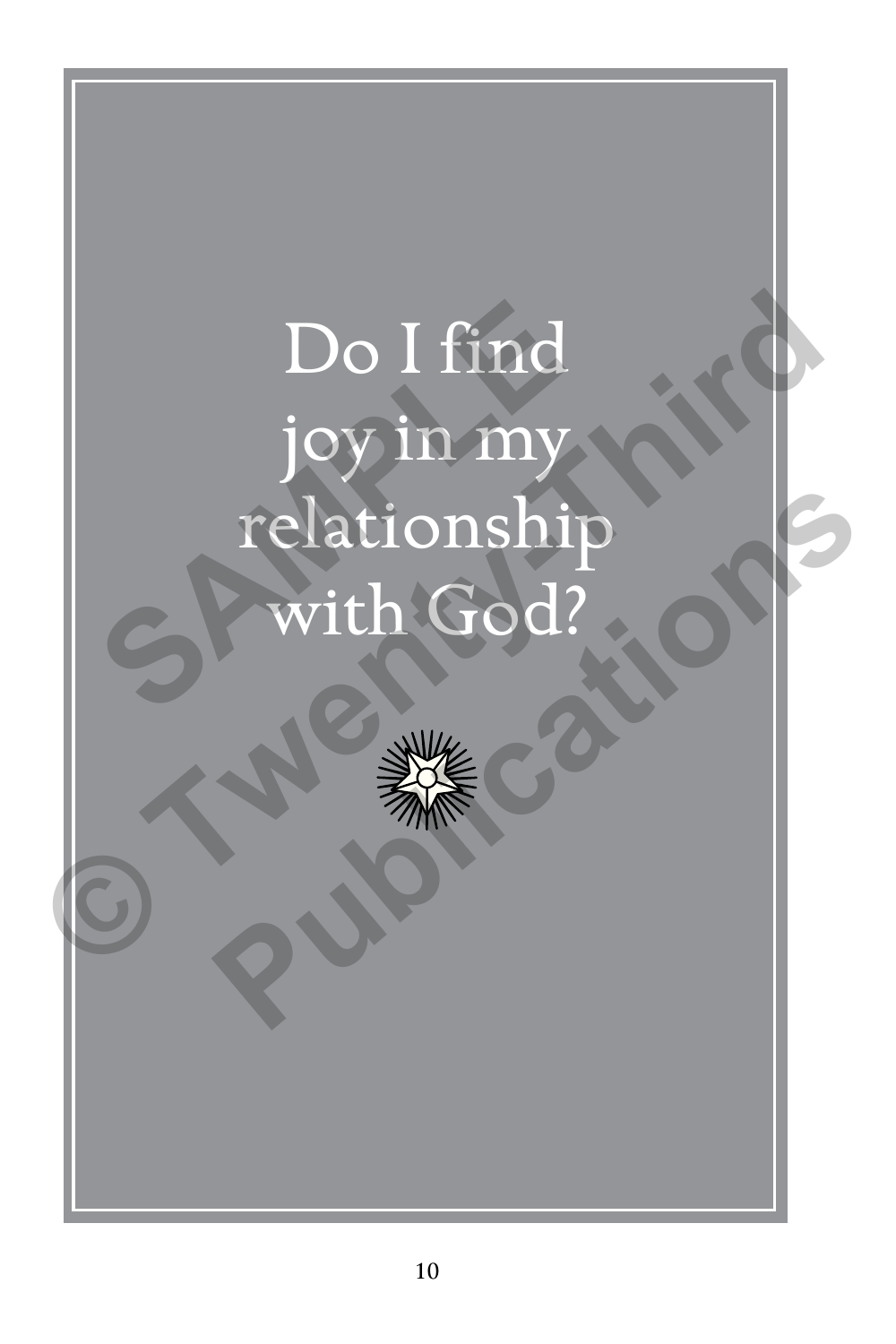Do I find joy in my relationship with God?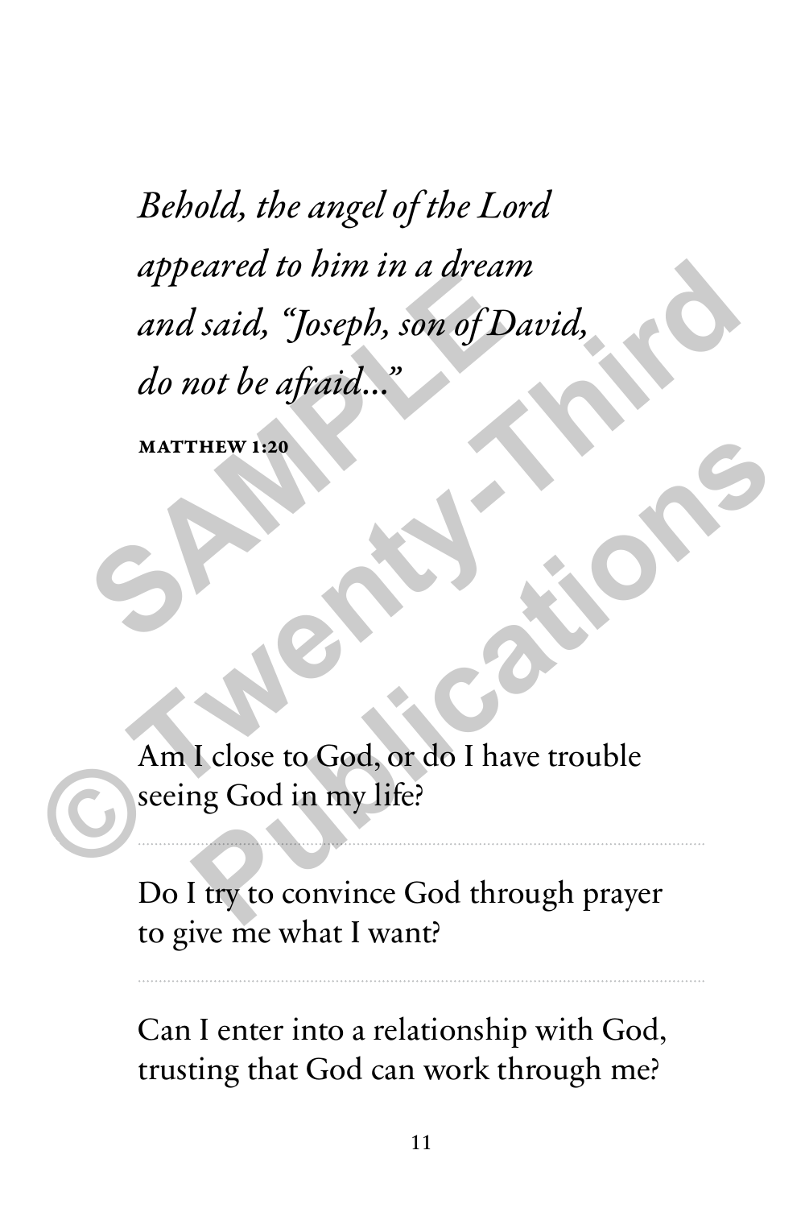*Behold, the angel of the Lord*
*appeared to him in a dream*
*and said, "Joseph, son of David,*
*do not be afraid..."*

**MATTHEW 1:20**

Am I close to God, or do I have trouble seeing God in my life?

---

Do I try to convince God through prayer to give me what I want?

---

Can I enter into a relationship with God, trusting that God can work through me?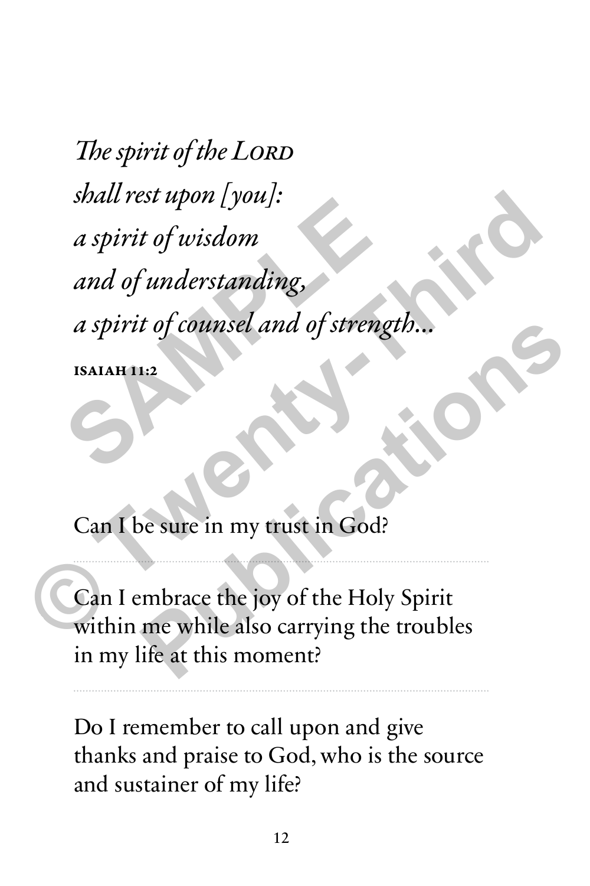*The spirit of the Lord*
*shall rest upon [you]:*
*a spirit of wisdom*
*and of understanding,*
*a spirit of counsel and of strength...*

**ISAIAH 11:2**

Can I be sure in my trust in God?

Can I embrace the joy of the Holy Spirit within me while also carrying the troubles in my life at this moment?

Do I remember to call upon and give thanks and praise to God, who is the source and sustainer of my life?